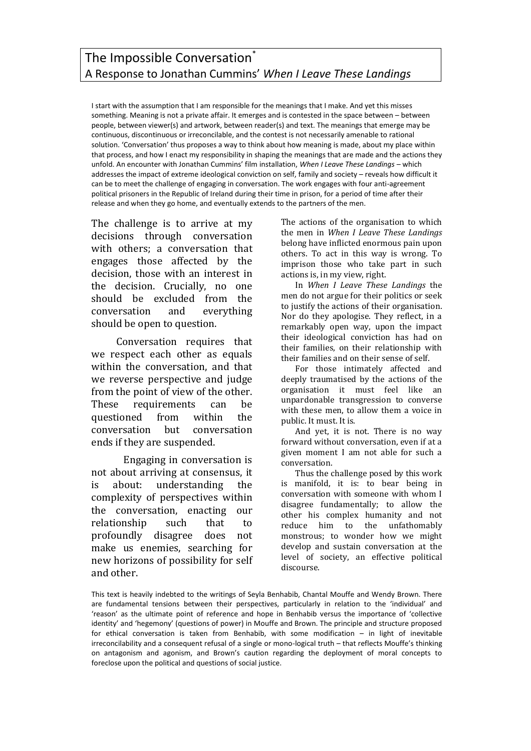# The Impossible Conversation*
## A Response to Jonathan Cummins' *When I Leave These Landings*

I start with the assumption that I am responsible for the meanings that I make. And yet this misses something. Meaning is not a private affair. It emerges and is contested in the space between – between people, between viewer(s) and artwork, between reader(s) and text. The meanings that emerge may be continuous, discontinuous or irreconcilable, and the contest is not necessarily amenable to rational solution. 'Conversation' thus proposes a way to think about how meaning is made, about my place within that process, and how I enact my responsibility in shaping the meanings that are made and the actions they unfold. An encounter with Jonathan Cummins' film installation, *When I Leave These Landings* – which addresses the impact of extreme ideological conviction on self, family and society – reveals how difficult it can be to meet the challenge of engaging in conversation. The work engages with four anti-agreement political prisoners in the Republic of Ireland during their time in prison, for a period of time after their release and when they go home, and eventually extends to the partners of the men.

The challenge is to arrive at my decisions through conversation with others; a conversation that engages those affected by the decision, those with an interest in the decision. Crucially, no one should be excluded from the conversation and everything should be open to question.

Conversation requires that we respect each other as equals within the conversation, and that we reverse perspective and judge from the point of view of the other. These requirements can be questioned from within the conversation but conversation ends if they are suspended.

Engaging in conversation is not about arriving at consensus, it is about: understanding the complexity of perspectives within the conversation, enacting our relationship such that to profoundly disagree does not make us enemies, searching for new horizons of possibility for self and other.

The actions of the organisation to which the men in *When I Leave These Landings* belong have inflicted enormous pain upon others. To act in this way is wrong. To imprison those who take part in such actions is, in my view, right.

In *When I Leave These Landings* the men do not argue for their politics or seek to justify the actions of their organisation. Nor do they apologise. They reflect, in a remarkably open way, upon the impact their ideological conviction has had on their families, on their relationship with their families and on their sense of self.

For those intimately affected and deeply traumatised by the actions of the organisation it must feel like an unpardonable transgression to converse with these men, to allow them a voice in public. It must. It is.

And yet, it is not. There is no way forward without conversation, even if at a given moment I am not able for such a conversation.

Thus the challenge posed by this work is manifold, it is: to bear being in conversation with someone with whom I disagree fundamentally; to allow the other his complex humanity and not reduce him to the unfathomably monstrous; to wonder how we might develop and sustain conversation at the level of society, an effective political discourse.

This text is heavily indebted to the writings of Seyla Benhabib, Chantal Mouffe and Wendy Brown. There are fundamental tensions between their perspectives, particularly in relation to the 'individual' and 'reason' as the ultimate point of reference and hope in Benhabib versus the importance of 'collective identity' and 'hegemony' (questions of power) in Mouffe and Brown. The principle and structure proposed for ethical conversation is taken from Benhabib, with some modification – in light of inevitable irreconcilability and a consequent refusal of a single or mono-logical truth – that reflects Mouffe's thinking on antagonism and agonism, and Brown's caution regarding the deployment of moral concepts to foreclose upon the political and questions of social justice.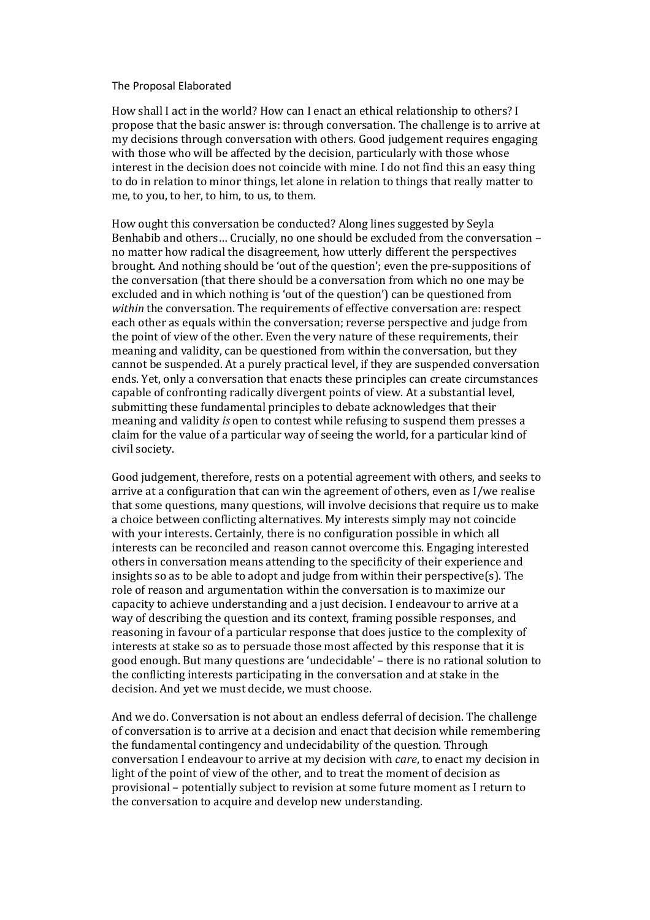The Proposal Elaborated

How shall I act in the world? How can I enact an ethical relationship to others? I propose that the basic answer is: through conversation. The challenge is to arrive at my decisions through conversation with others. Good judgement requires engaging with those who will be affected by the decision, particularly with those whose interest in the decision does not coincide with mine. I do not find this an easy thing to do in relation to minor things, let alone in relation to things that really matter to me, to you, to her, to him, to us, to them.

How ought this conversation be conducted? Along lines suggested by Seyla Benhabib and others… Crucially, no one should be excluded from the conversation – no matter how radical the disagreement, how utterly different the perspectives brought. And nothing should be 'out of the question'; even the pre-suppositions of the conversation (that there should be a conversation from which no one may be excluded and in which nothing is 'out of the question') can be questioned from *within* the conversation. The requirements of effective conversation are: respect each other as equals within the conversation; reverse perspective and judge from the point of view of the other. Even the very nature of these requirements, their meaning and validity, can be questioned from within the conversation, but they cannot be suspended. At a purely practical level, if they are suspended conversation ends. Yet, only a conversation that enacts these principles can create circumstances capable of confronting radically divergent points of view. At a substantial level, submitting these fundamental principles to debate acknowledges that their meaning and validity *is* open to contest while refusing to suspend them presses a claim for the value of a particular way of seeing the world, for a particular kind of civil society.

Good judgement, therefore, rests on a potential agreement with others, and seeks to arrive at a configuration that can win the agreement of others, even as I/we realise that some questions, many questions, will involve decisions that require us to make a choice between conflicting alternatives. My interests simply may not coincide with your interests. Certainly, there is no configuration possible in which all interests can be reconciled and reason cannot overcome this. Engaging interested others in conversation means attending to the specificity of their experience and insights so as to be able to adopt and judge from within their perspective(s). The role of reason and argumentation within the conversation is to maximize our capacity to achieve understanding and a just decision. I endeavour to arrive at a way of describing the question and its context, framing possible responses, and reasoning in favour of a particular response that does justice to the complexity of interests at stake so as to persuade those most affected by this response that it is good enough. But many questions are 'undecidable' – there is no rational solution to the conflicting interests participating in the conversation and at stake in the decision. And yet we must decide, we must choose.

And we do. Conversation is not about an endless deferral of decision. The challenge of conversation is to arrive at a decision and enact that decision while remembering the fundamental contingency and undecidability of the question. Through conversation I endeavour to arrive at my decision with *care*, to enact my decision in light of the point of view of the other, and to treat the moment of decision as provisional – potentially subject to revision at some future moment as I return to the conversation to acquire and develop new understanding.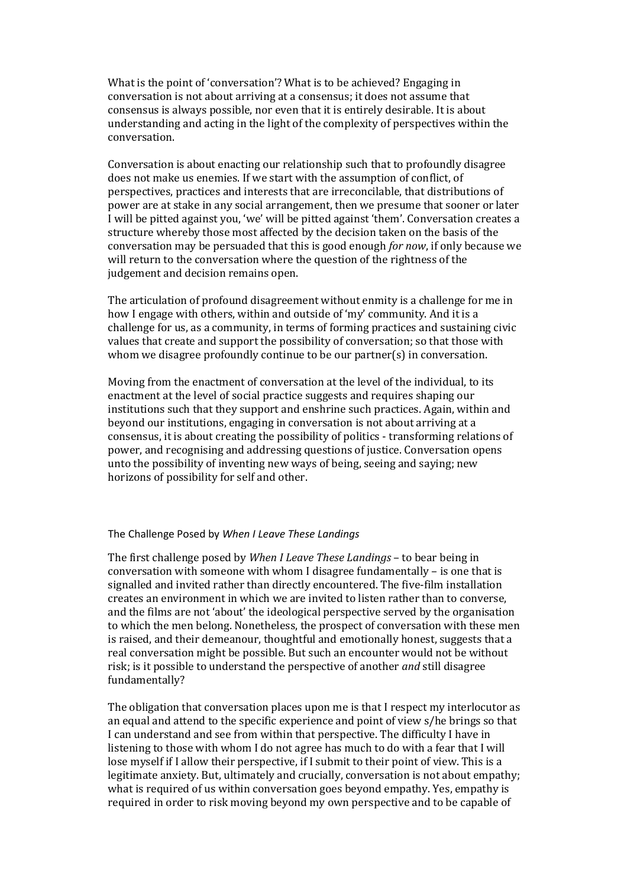What is the point of 'conversation'? What is to be achieved? Engaging in conversation is not about arriving at a consensus; it does not assume that consensus is always possible, nor even that it is entirely desirable. It is about understanding and acting in the light of the complexity of perspectives within the conversation.

Conversation is about enacting our relationship such that to profoundly disagree does not make us enemies. If we start with the assumption of conflict, of perspectives, practices and interests that are irreconcilable, that distributions of power are at stake in any social arrangement, then we presume that sooner or later I will be pitted against you, 'we' will be pitted against 'them'. Conversation creates a structure whereby those most affected by the decision taken on the basis of the conversation may be persuaded that this is good enough *for now*, if only because we will return to the conversation where the question of the rightness of the judgement and decision remains open.

The articulation of profound disagreement without enmity is a challenge for me in how I engage with others, within and outside of 'my' community. And it is a challenge for us, as a community, in terms of forming practices and sustaining civic values that create and support the possibility of conversation; so that those with whom we disagree profoundly continue to be our partner(s) in conversation.

Moving from the enactment of conversation at the level of the individual, to its enactment at the level of social practice suggests and requires shaping our institutions such that they support and enshrine such practices. Again, within and beyond our institutions, engaging in conversation is not about arriving at a consensus, it is about creating the possibility of politics - transforming relations of power, and recognising and addressing questions of justice. Conversation opens unto the possibility of inventing new ways of being, seeing and saying; new horizons of possibility for self and other.

## The Challenge Posed by *When I Leave These Landings*

The first challenge posed by *When I Leave These Landings* – to bear being in conversation with someone with whom I disagree fundamentally – is one that is signalled and invited rather than directly encountered. The five-film installation creates an environment in which we are invited to listen rather than to converse, and the films are not 'about' the ideological perspective served by the organisation to which the men belong. Nonetheless, the prospect of conversation with these men is raised, and their demeanour, thoughtful and emotionally honest, suggests that a real conversation might be possible. But such an encounter would not be without risk; is it possible to understand the perspective of another *and* still disagree fundamentally?

The obligation that conversation places upon me is that I respect my interlocutor as an equal and attend to the specific experience and point of view s/he brings so that I can understand and see from within that perspective. The difficulty I have in listening to those with whom I do not agree has much to do with a fear that I will lose myself if I allow their perspective, if I submit to their point of view. This is a legitimate anxiety. But, ultimately and crucially, conversation is not about empathy; what is required of us within conversation goes beyond empathy. Yes, empathy is required in order to risk moving beyond my own perspective and to be capable of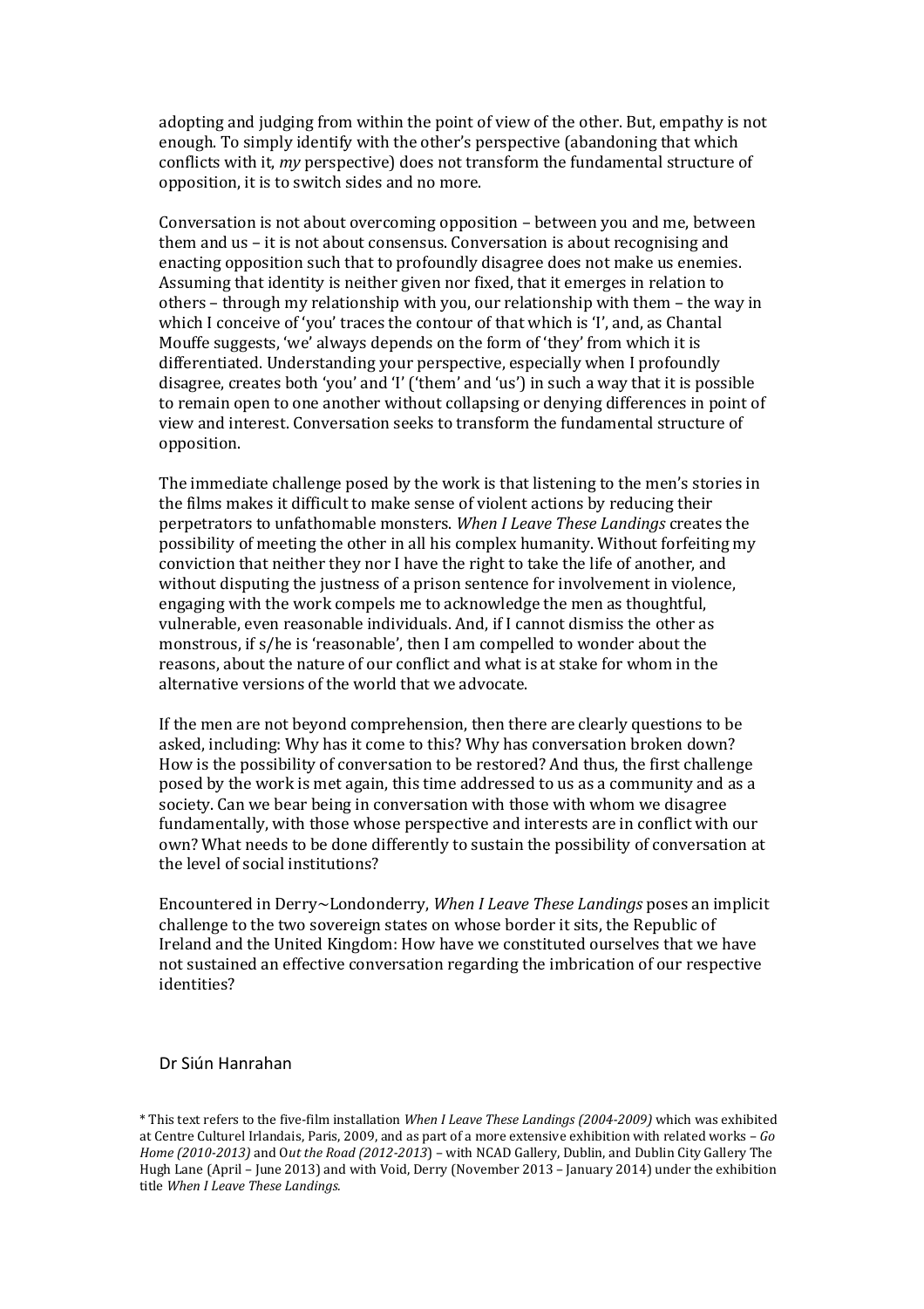adopting and judging from within the point of view of the other. But, empathy is not enough. To simply identify with the other's perspective (abandoning that which conflicts with it, *my* perspective) does not transform the fundamental structure of opposition, it is to switch sides and no more.

Conversation is not about overcoming opposition – between you and me, between them and us – it is not about consensus. Conversation is about recognising and enacting opposition such that to profoundly disagree does not make us enemies. Assuming that identity is neither given nor fixed, that it emerges in relation to others – through my relationship with you, our relationship with them – the way in which I conceive of 'you' traces the contour of that which is 'I', and, as Chantal Mouffe suggests, 'we' always depends on the form of 'they' from which it is differentiated. Understanding your perspective, especially when I profoundly disagree, creates both 'you' and 'I' ('them' and 'us') in such a way that it is possible to remain open to one another without collapsing or denying differences in point of view and interest. Conversation seeks to transform the fundamental structure of opposition.

The immediate challenge posed by the work is that listening to the men's stories in the films makes it difficult to make sense of violent actions by reducing their perpetrators to unfathomable monsters. *When I Leave These Landings* creates the possibility of meeting the other in all his complex humanity. Without forfeiting my conviction that neither they nor I have the right to take the life of another, and without disputing the justness of a prison sentence for involvement in violence, engaging with the work compels me to acknowledge the men as thoughtful, vulnerable, even reasonable individuals. And, if I cannot dismiss the other as monstrous, if s/he is 'reasonable', then I am compelled to wonder about the reasons, about the nature of our conflict and what is at stake for whom in the alternative versions of the world that we advocate.

If the men are not beyond comprehension, then there are clearly questions to be asked, including: Why has it come to this? Why has conversation broken down? How is the possibility of conversation to be restored? And thus, the first challenge posed by the work is met again, this time addressed to us as a community and as a society. Can we bear being in conversation with those with whom we disagree fundamentally, with those whose perspective and interests are in conflict with our own? What needs to be done differently to sustain the possibility of conversation at the level of social institutions?

Encountered in Derry~Londonderry, *When I Leave These Landings* poses an implicit challenge to the two sovereign states on whose border it sits, the Republic of Ireland and the United Kingdom: How have we constituted ourselves that we have not sustained an effective conversation regarding the imbrication of our respective identities?

Dr Siún Hanrahan

\* This text refers to the five-film installation *When I Leave These Landings (2004-2009)* which was exhibited at Centre Culturel Irlandais, Paris, 2009, and as part of a more extensive exhibition with related works – *Go Home (2010-2013)* and O*ut the Road (2012-2013*) – with NCAD Gallery, Dublin, and Dublin City Gallery The Hugh Lane (April – June 2013) and with Void, Derry (November 2013 – January 2014) under the exhibition title *When I Leave These Landings.*